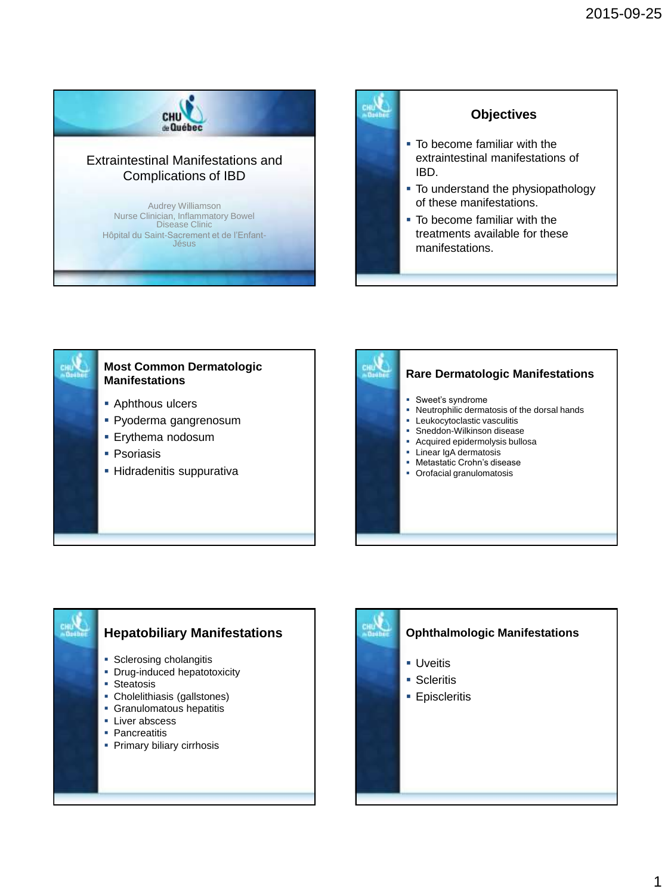# Extraintestinal Manifestations and Complications of IBD

Audrey Williamson
Nurse Clinician, Inflammatory Bowel Disease Clinic
Hôpital du Saint-Sacrement et de l'Enfant-Jésus

## Objectives

- To become familiar with the extraintestinal manifestations of IBD.
- To understand the physiopathology of these manifestations.
- To become familiar with the treatments available for these manifestations.

## Most Common Dermatologic Manifestations

- Aphthous ulcers
- Pyoderma gangrenosum
- Erythema nodosum
- Psoriasis
- Hidradenitis suppurativa

## Rare Dermatologic Manifestations

- Sweet's syndrome
- Neutrophilic dermatosis of the dorsal hands
- Leukocytoclastic vasculitis
- Sneddon-Wilkinson disease
- Acquired epidermolysis bullosa
- Linear IgA dermatosis
- Metastatic Crohn's disease
- Orofacial granulomatosis

## Hepatobiliary Manifestations

- Sclerosing cholangitis
- Drug-induced hepatotoxicity
- Steatosis
- Cholelithiasis (gallstones)
- Granulomatous hepatitis
- Liver abscess
- Pancreatitis
- Primary biliary cirrhosis

## Ophthalmologic Manifestations

- Uveitis
- Scleritis
- Episcleritis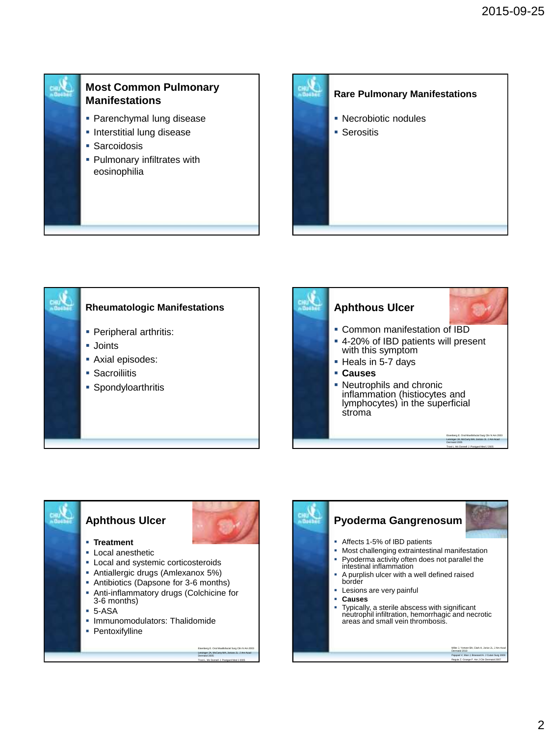## Most Common Pulmonary Manifestations

- Parenchymal lung disease
- Interstitial lung disease
- Sarcoidosis
- Pulmonary infiltrates with eosinophilia

## Rare Pulmonary Manifestations

- Necrobiotic nodules
- Serositis

## Rheumatologic Manifestations

- Peripheral arthritis:
- Joints
- Axial episodes:
- Sacroiliitis
- Spondyloarthritis

## Aphthous Ulcer

- Common manifestation of IBD
- 4-20% of IBD patients will present with this symptom
- Heals in 5-7 days
- **Causes**
- Neutrophils and chronic inflammation (histiocytes and lymphocytes) in the superficial stroma

Eisenberg E. Oral Maxillofacial Surg Clin N Am 2003
Leisinger JA, McCarty MA, Jorizzo JL. J Am Acad Dermatol 2005
Trost L, Mc Donnell J. Postgard Med J 2005

## Aphthous Ulcer

- **Treatment**
- Local anesthetic
- Local and systemic corticosteroids
- Antiallergic drugs (Amlexanox 5%)
- Antibiotics (Dapsone for 3-6 months)
- Anti-inflammatory drugs (Colchicine for 3-6 months)
- 5-ASA
- Immunomodulators: Thalidomide
- Pentoxifylline

Eisenberg E. Oral Maxillofacial Surg Clin N Am 2003
Leisinger JA, McCarty MA, Jorizzo JL. J Am Acad Dermatol 2005
Trost L, Mc Donnell J. Postgard Med J 2005

## Pyoderma Gangrenosum

- Affects 1-5% of IBD patients
- Most challenging extraintestinal manifestation
- Pyoderma activity often does not parallel the intestinal inflammation
- A purplish ulcer with a well defined raised border
- Lesions are very painful
- **Causes**
- Typically, a sterile abscess with significant neutrophil infiltration, hemorrhagic and necrotic areas and small vein thrombosis.

Miller J, Yentzer BA, Clark A, Jorizzo JL. J Am Acad Dermatol 2010
Pajapati V, Man J, Brassard A. J Cutan Surg 2009
Regula Z, Grange F. Am J Clin Dermatol 2007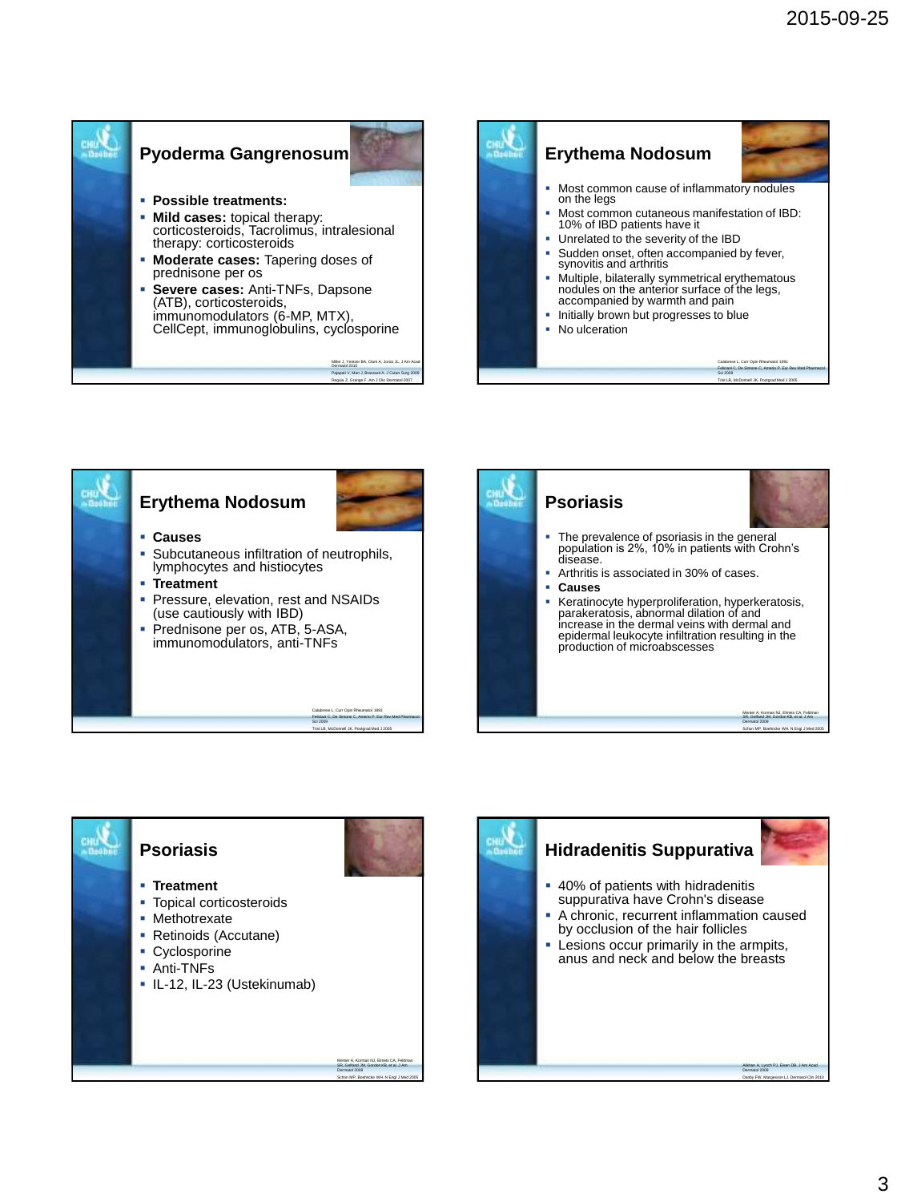## Pyoderma Gangrenosum

- **Possible treatments:**
- **Mild cases:** topical therapy: corticosteroids, Tacrolimus, intralesional therapy: corticosteroids
- **Moderate cases:** Tapering doses of prednisone per os
- **Severe cases:** Anti-TNFs, Dapsone (ATB), corticosteroids, immunomodulators (6-MP, MTX), CellCept, immunoglobulins, cyclosporine

Miller J, Yentzer BA, Clark A, Jorizzo JL, J Am Acad Dermatol 2010
Papagrigoraki V, Mani J, Brassard A. J Cutan Surg 2009
Regueiro Z, Grange F. Am J Clin Dermatol 2007

## Erythema Nodosum

- Most common cause of inflammatory nodules on the legs
- Most common cutaneous manifestation of IBD: 10% of IBD patients have it
- Unrelated to the severity of the IBD
- Sudden onset, often accompanied by fever, synovitis and arthritis
- Multiple, bilaterally symmetrical erythematous nodules on the anterior surface of the legs, accompanied by warmth and pain
- Initially brown but progresses to blue
- No ulceration

Calabrese L. Curr Opin Rheumatol 1991
Feliciani C, De Simone C, Amerio P. Eur Rev Med Pharmacol Sci 2009
Trost LB, McDonnell JK. Postgrad Med J 2005

## Erythema Nodosum

- **Causes**
- Subcutaneous infiltration of neutrophils, lymphocytes and histiocytes
- **Treatment**
- Pressure, elevation, rest and NSAIDs (use cautiously with IBD)
- Prednisone per os, ATB, 5-ASA, immunomodulators, anti-TNFs

Calabrese L. Curr Opin Rheumatol 1991
Feliciani C, De Simone C, Amerio P. Eur Rev Med Pharmacol Sci 2009
Trost LB, McDonnell JK. Postgrad Med J 2005

## Psoriasis

- The prevalence of psoriasis in the general population is 2%, 10% in patients with Crohn's disease.
- Arthritis is associated in 30% of cases.
- **Causes**
- Keratinocyte hyperproliferation, hyperkeratosis, parakeratosis, abnormal dilation of and increase in the dermal veins with dermal and epidermal leukocyte infiltration resulting in the production of microabscesses

Menter A, Korman NJ, Elmets CA, Feldman SR, Gelfand JM, Gordon KB, et al. J Am Dermatol 2009
Schon MP, Boehncke WH. N Engl J Med 2005

## Psoriasis

- **Treatment**
- Topical corticosteroids
- Methotrexate
- Retinoids (Accutane)
- Cyclosporine
- Anti-TNFs
- IL-12, IL-23 (Ustekinumab)

Menter A, Korman NJ, Elmets CA, Feldman SR, Gelfand JM, Gordon KB, et al. J Am Dermatol 2009
Schon MP, Boehncke WH. N Engl J Med 2005

## Hidradenitis Suppurativa

- 40% of patients with hidradenitis suppurativa have Crohn's disease
- A chronic, recurrent inflammation caused by occlusion of the hair follicles
- Lesions occur primarily in the armpits, anus and neck and below the breasts

Alikhan A, Lynch PJ, Eisen DB. J Am Acad Dermatol 2009
Danby FW, Margesson LJ. Dermatol Clin 2010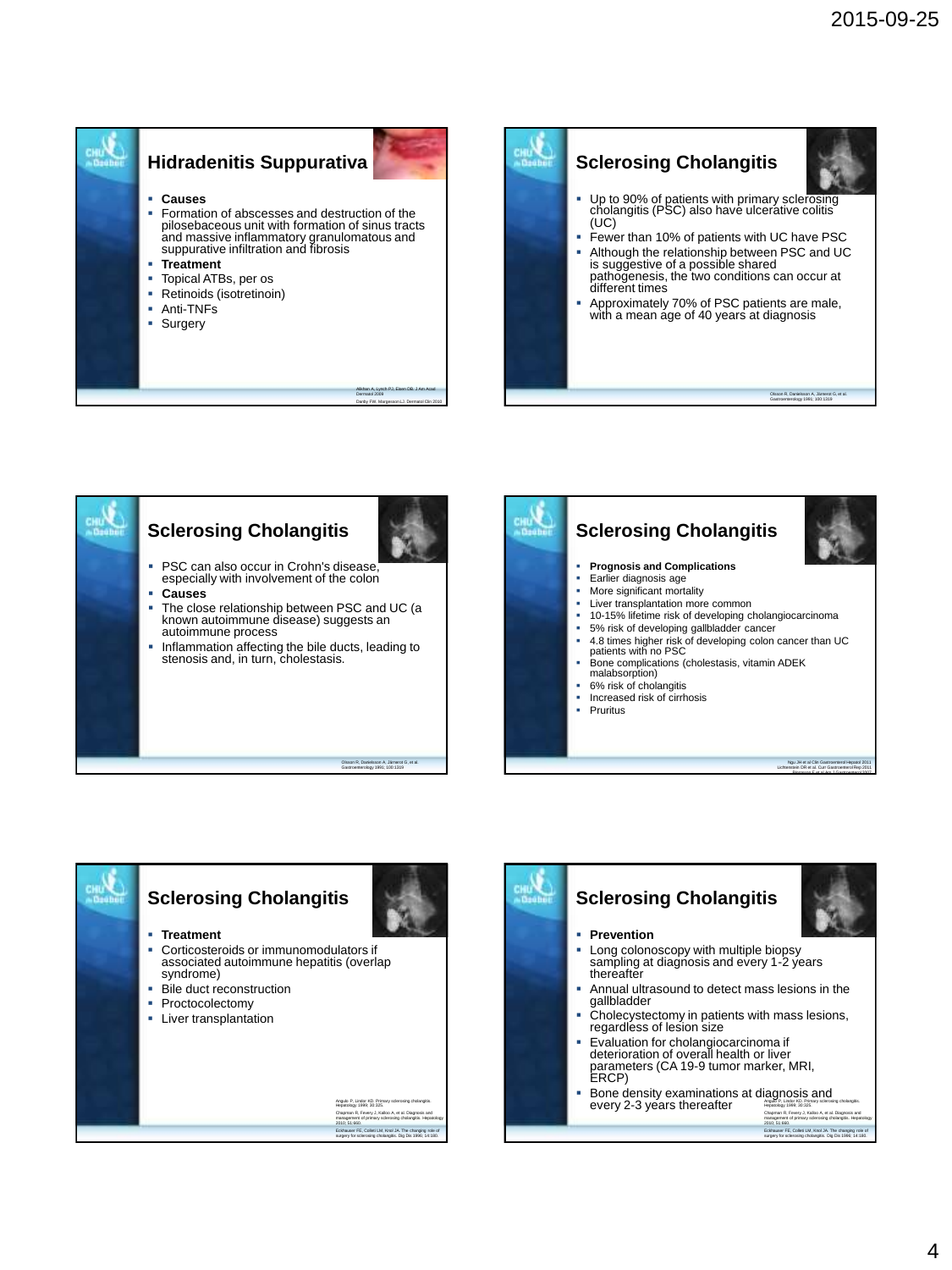## Hidradenitis Suppurativa

- **Causes**
- Formation of abscesses and destruction of the pilosebaceous unit with formation of sinus tracts and massive inflammatory granulomatous and suppurative infiltration and fibrosis
- **Treatment**
- Topical ATBs, per os
- Retinoids (isotretinoin)
- Anti-TNFs
- Surgery

Alikhan A, Lynch PJ, Eisen DB. J Am Acad Dermatol 2009
Danby FW, Margesson LJ. Dermatol Clin 2010

## Sclerosing Cholangitis

- Up to 90% of patients with primary sclerosing cholangitis (PSC) also have ulcerative colitis (UC)
- Fewer than 10% of patients with UC have PSC
- Although the relationship between PSC and UC is suggestive of a possible shared pathogenesis, the two conditions can occur at different times
- Approximately 70% of PSC patients are male, with a mean age of 40 years at diagnosis

Olsson R, Danielsson A, Järnerot G, et al. Gastroenterology 1991; 100:1319

## Sclerosing Cholangitis

- PSC can also occur in Crohn's disease, especially with involvement of the colon
- **Causes**
- The close relationship between PSC and UC (a known autoimmune disease) suggests an autoimmune process
- Inflammation affecting the bile ducts, leading to stenosis and, in turn, cholestasis.

Olsson R, Danielsson A, Järnerot G, et al. Gastroenterology 1991; 100:1319

## Sclerosing Cholangitis

- **Prognosis and Complications**
- Earlier diagnosis age
- More significant mortality
- Liver transplantation more common
- 10-15% lifetime risk of developing cholangiocarcinoma
- 5% risk of developing gallbladder cancer
- 4.8 times higher risk of developing colon cancer than UC patients with no PSC
- Bone complications (cholestasis, vitamin ADEK malabsorption)
- 6% risk of cholangitis
- Increased risk of cirrhosis
- Pruritus

Ngu JH et al Clin Gastroenterol Hepatol 2011
Lichtenstein DR et al. Curr Gastroenterol Rep 2011
Bjornsson E et al Am J Gastroenterol 2007

## Sclerosing Cholangitis

- **Treatment**
- Corticosteroids or immunomodulators if associated autoimmune hepatitis (overlap syndrome)
- Bile duct reconstruction
- Proctocolectomy
- Liver transplantation

Angulo P, Lindor KD. Primary sclerosing cholangitis. Hepatology 1999; 30:325.
Chapman R, Fevery J, Kalloo A, et al. Diagnosis and management of primary sclerosing cholangitis. Hepatology 2010; 51:660.
Eckhauser FE, Colletti LM, Knol JA. The changing role of surgery for sclerosing cholangitis. Dig Dis 1996; 14:180.

## Sclerosing Cholangitis

- **Prevention**
- Long colonoscopy with multiple biopsy sampling at diagnosis and every 1-2 years thereafter
- Annual ultrasound to detect mass lesions in the gallbladder
- Cholecystectomy in patients with mass lesions, regardless of lesion size
- Evaluation for cholangiocarcinoma if deterioration of overall health or liver parameters (CA 19-9 tumor marker, MRI, ERCP)
- Bone density examinations at diagnosis and every 2-3 years thereafter

Angulo P, Lindor KD. Primary sclerosing cholangitis. Hepatology 1999; 30:325.
Chapman R, Fevery J, Kalloo A, et al. Diagnosis and management of primary sclerosing cholangitis. Hepatology 2010; 51:660.
Eckhauser FE, Colletti LM, Knol JA. The changing role of surgery for sclerosing cholangitis. Dig Dis 1996; 14:180.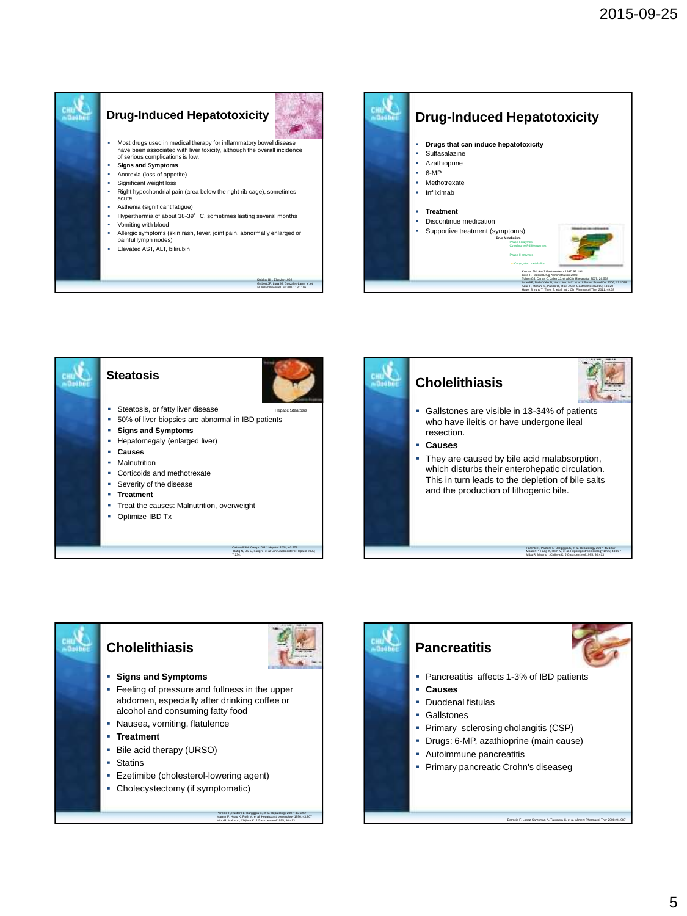## Drug-Induced Hepatotoxicity

- Most drugs used in medical therapy for inflammatory bowel disease have been associated with liver toxicity, although the overall incidence of serious complications is low.
- **Signs and Symptoms**
- Anorexia (loss of appetite)
- Significant weight loss
- Right hypochondrial pain (area below the right rib cage), sometimes acute
- Asthenia (significant fatigue)
- Hyperthermia of about 38-39° C, sometimes lasting several months
- Vomiting with blood
- Allergic symptoms (skin rash, fever, joint pain, abnormally enlarged or painful lymph nodes)
- Elevated AST, ALT, bilirubin

Stricker BH. Elsevier 1992
Gisbert JP, Luna M, Gonzalez-Lama Y, et al. Inflamm Bowel Dis 2007; 13:1106

## Drug-Induced Hepatotoxicity

- **Drugs that can induce hepatotoxicity**
- Sulfasalazine
- Azathioprine
- 6-MP
- Methotrexate
- Infliximab

- **Treatment**
- Discontinue medication
- Supportive treatment (symptoms)

Drug Metabolism
Phase I enzymes
Cytochrome P450 enzymes
Phase II enzymes
Conjugated metabolite

Kremer JM. Am J Gastroenterol 1997; 92:194
Côté T. Federal Drug Administration 2003
Tobon GJ, Canas C, Jaller JJ, et al Clin Rheumatol 2007; 26:578
Mendes E, Dello Valle N, Nacchiero MC, et al. Inflamm Bowel Dis 2006; 12:1006
Adar T, Mizrahi M, Pappo O, et al. J Clin Gastroenterol 2010; 44:e20
Hagel S, runs T, Theis B, et al. Int J Clin Pharmacol Ther 2011; 49:38

## Steatosis

Hepatic Steatosis

- Steatosis, or fatty liver disease
- 50% of liver biopsies are abnormal in IBD patients
- **Signs and Symptoms**
- Hepatomegaly (enlarged liver)
- **Causes**
- Malnutrition
- Corticoids and methotrexate
- Severity of the disease
- **Treatment**
- Treat the causes: Malnutrition, overweight
- Optimize IBD Tx

Caldwell SH, Crespo DM J Hepatol 2004; 40:578
Rafiq N, Bai C, Fang Y, et al Clin Gastroenterol Hepatol 2009; 7:234

## Cholelithiasis

- Gallstones are visible in 13-34% of patients who have ileitis or have undergone ileal resection.
- **Causes**
- They are caused by bile acid malabsorption, which disturbs their enterohepatic circulation. This in turn leads to the depletion of bile salts and the production of lithogenic bile.

Parente F, Pastore L, Bargiggia S, et al. Hepatology 2007; 45:1267
Maurer P, Haag K, Roth M, et al. Hepatogastroenterology 1990; 43:607
Mibu R, Makino I, Chijiiwa K. J Gastroenterol 1995; 30:413

## Cholelithiasis

- **Signs and Symptoms**
- Feeling of pressure and fullness in the upper abdomen, especially after drinking coffee or alcohol and consuming fatty food
- Nausea, vomiting, flatulence
- **Treatment**
- Bile acid therapy (URSO)
- Statins
- Ezetimibe (cholesterol-lowering agent)
- Cholecystectomy (if symptomatic)

Parente F, Pastore L, Bargiggia S, et al. Hepatology 2007; 45:1267
Maurer P, Haag K, Roth M, et al. Hepatogastroenterology 1990; 43:607
Mibu R, Makino I, Chijiiwa K. J Gastroenterol 1995; 30:413

## Pancreatitis

- Pancreatitis affects 1-3% of IBD patients
- **Causes**
- Duodenal fistulas
- Gallstones
- Primary sclerosing cholangitis (CSP)
- Drugs: 6-MP, azathioprine (main cause)
- Autoimmune pancreatitis
- Primary pancreatic Crohn's diseaseg

Bermejo F, Lopez-Sanroman A, Taxonera C, et al. Aliment Pharmacol Ther 2008; 91:987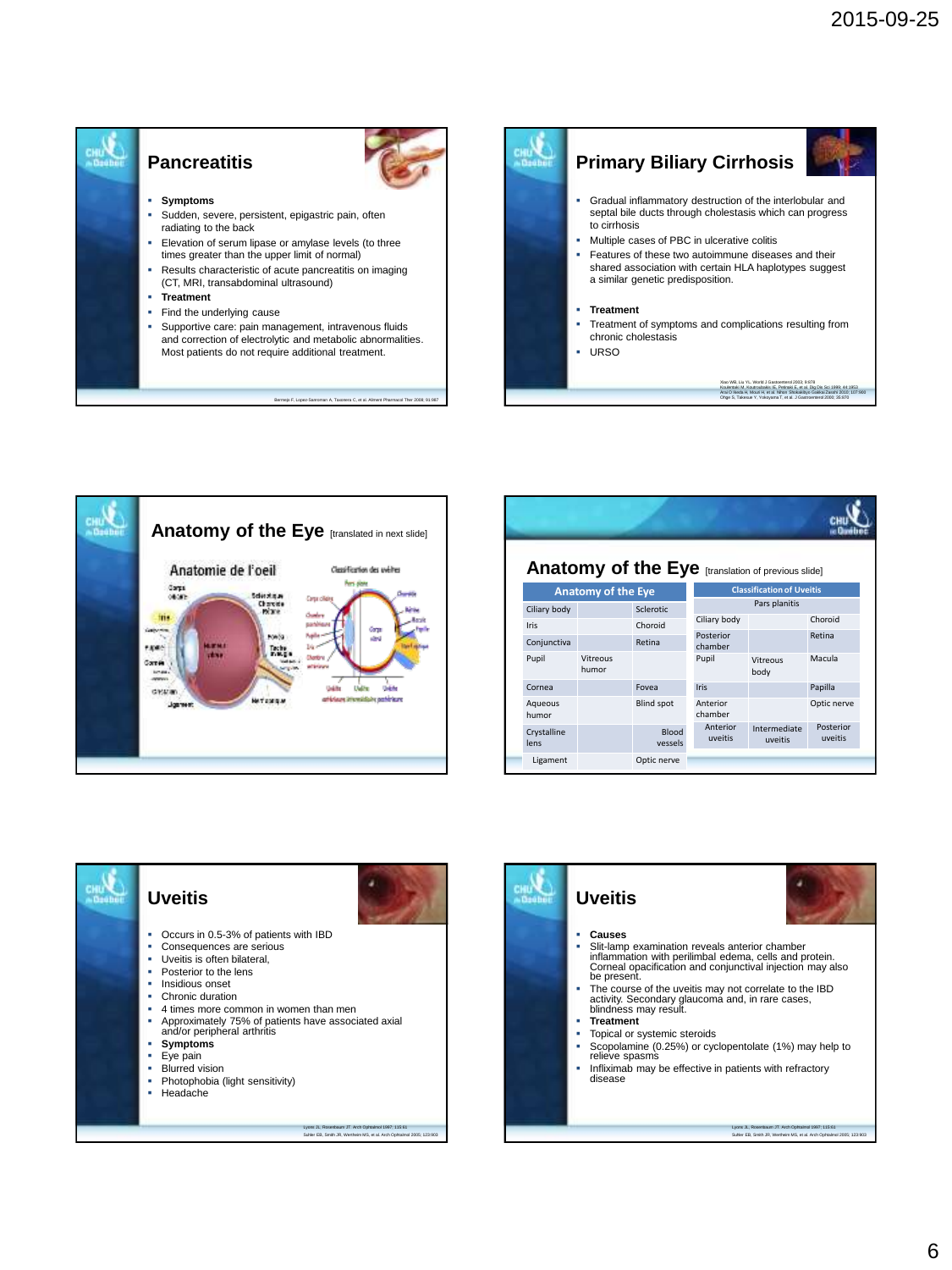## Pancreatitis

- **Symptoms**
- Sudden, severe, persistent, epigastric pain, often radiating to the back
- Elevation of serum lipase or amylase levels (to three times greater than the upper limit of normal)
- Results characteristic of acute pancreatitis on imaging (CT, MRI, transabdominal ultrasound)
- **Treatment**
- Find the underlying cause
- Supportive care: pain management, intravenous fluids and correction of electrolytic and metabolic abnormalities. Most patients do not require additional treatment.

Bermejo F, Lopez-Sanroman A, Taxonera C, et al. Aliment Pharmacol Ther 2008; 01:987

## Primary Biliary Cirrhosis

- Gradual inflammatory destruction of the interlobular and septal bile ducts through cholestasis which can progress to cirrhosis
- Multiple cases of PBC in ulcerative colitis
- Features of these two autoimmune diseases and their shared association with certain HLA haplotypes suggest a similar genetic predisposition.

- **Treatment**
- Treatment of symptoms and complications resulting from chronic cholestasis
- URSO

## Anatomy of the Eye [translated in next slide]

Anatomie de l'oeil

Classification des uvéites

## Anatomy of the Eye [translation of previous slide]

| Anatomy of the Eye | | |
|---|---|---|
| Ciliary body | | Sclerotic |
| Iris | | Choroid |
| Conjunctiva | | Retina |
| Pupil | Vitreous humor | |
| Cornea | | Fovea |
| Aqueous humor | | Blind spot |
| Crystalline lens | | Blood vessels |
| Ligament | | Optic nerve |

| Classification of Uveitis | | |
|---|---|---|
| | Pars planitis | |
| Ciliary body | | Choroid |
| Posterior chamber | | Retina |
| Pupil | Vitreous body | Macula |
| Iris | | Papilla |
| Anterior chamber | | Optic nerve |
| Anterior uveitis | Intermediate uveitis | Posterior uveitis |

## Uveitis

- Occurs in 0.5-3% of patients with IBD
- Consequences are serious
- Uveitis is often bilateral,
- Posterior to the lens
- Insidious onset
- Chronic duration
- 4 times more common in women than men
- Approximately 75% of patients have associated axial and/or peripheral arthritis
- **Symptoms**
- Eye pain
- Blurred vision
- Photophobia (light sensitivity)
- Headache

Lyons JL, Rosenbaum JT. Arch Ophtalmol 1997; 115:61
Suhler EB, Smith JR, Wertheim MS, et al. Arch Ophtalmol 2005; 123:903

## Uveitis

- **Causes**
- Slit-lamp examination reveals anterior chamber inflammation with perilimbal edema, cells and protein. Corneal opacification and conjunctival injection may also be present.
- The course of the uveitis may not correlate to the IBD activity. Secondary glaucoma and, in rare cases, blindness may result.
- **Treatment**
- Topical or systemic steroids
- Scopolamine (0.25%) or cyclopentolate (1%) may help to relieve spasms
- Infliximab may be effective in patients with refractory disease

Lyons JL, Rosenbaum JT. Arch Ophtalmol 1997; 115:61
Suhler EB, Smith JR, Wertheim MS, et al. Arch Ophtalmol 2005; 123:903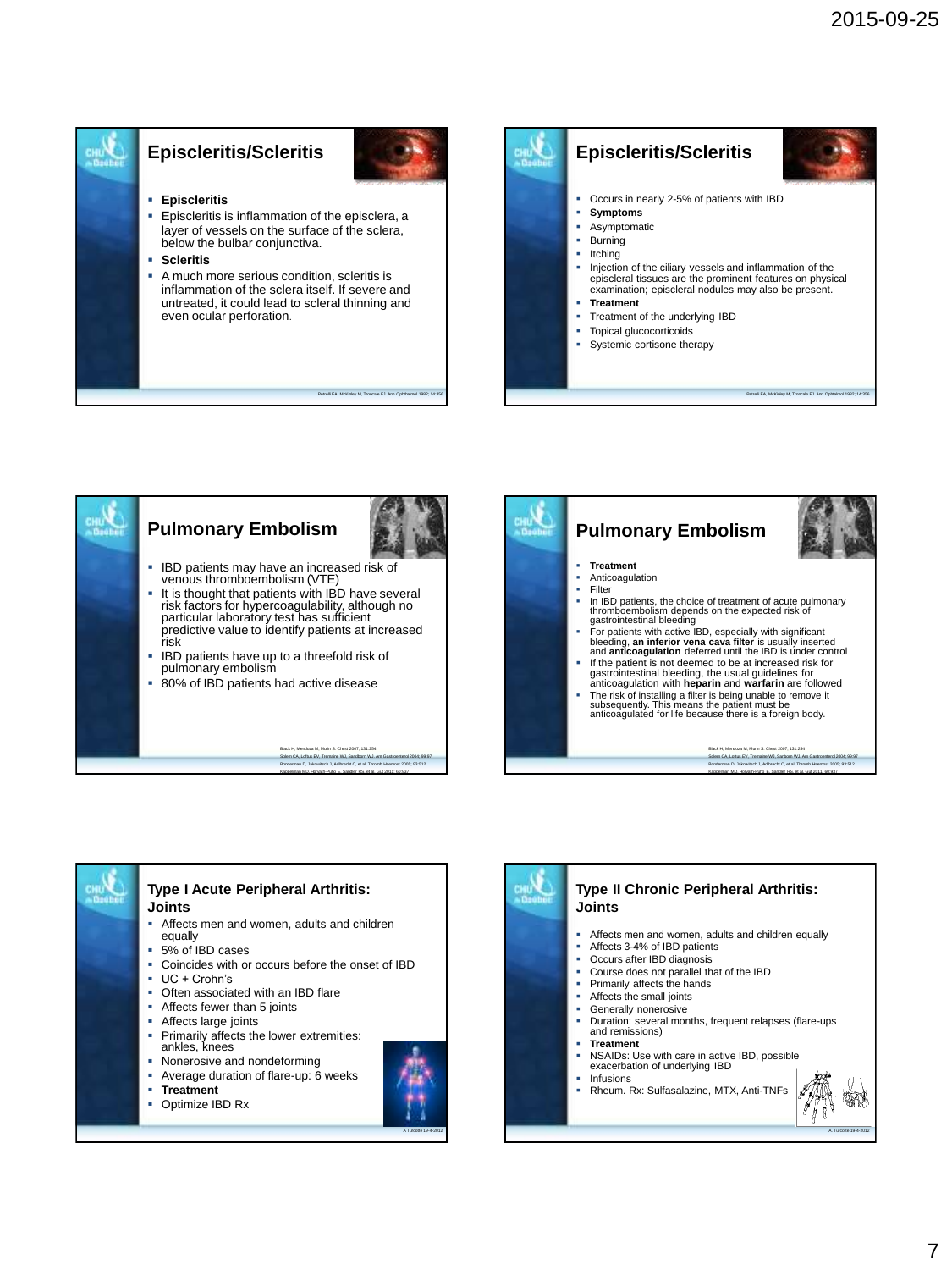## Episcleritis/Scleritis

- **Episcleritis**
- Episcleritis is inflammation of the episclera, a layer of vessels on the surface of the sclera, below the bulbar conjunctiva.
- **Scleritis**
- A much more serious condition, scleritis is inflammation of the sclera itself. If severe and untreated, it could lead to scleral thinning and even ocular perforation.

Petrelli EA, McKinley M, Troncale FJ. Ann Ophthalmol 1982; 14:356

## Episcleritis/Scleritis

- Occurs in nearly 2-5% of patients with IBD
- **Symptoms**
- Asymptomatic
- Burning
- Itching
- Injection of the ciliary vessels and inflammation of the episcleral tissues are the prominent features on physical examination; episcleral nodules may also be present.
- **Treatment**
- Treatment of the underlying IBD
- Topical glucocorticoids
- Systemic cortisone therapy

Petrelli EA, McKinley M, Troncale FJ. Ann Ophthalmol 1982; 14:356

## Pulmonary Embolism

- IBD patients may have an increased risk of venous thromboembolism (VTE)
- It is thought that patients with IBD have several risk factors for hypercoagulability, although no particular laboratory test has sufficient predictive value to identify patients at increased risk
- IBD patients have up to a threefold risk of pulmonary embolism
- 80% of IBD patients had active disease

Black H, Mendoza M, Murin S. Chest 2007; 131:254
Solem CA, Loftus EV, Tremaine WJ, Sandborn WJ. Am Gastroenterol 2004; 99:97
Bonderman D, Jakowitsch J, Adlbrecht C, et al. Thromb Haemost 2005; 93:512
Kappelman MD, Horvath-Puho E, Sandler RS, et al. Gut 2011; 60:937

## Pulmonary Embolism

- **Treatment**
- Anticoagulation
- Filter
- In IBD patients, the choice of treatment of acute pulmonary thromboembolism depends on the expected risk of gastrointestinal bleeding
- For patients with active IBD, especially with significant bleeding, **an inferior vena cava filter** is usually inserted and **anticoagulation** deferred until the IBD is under control
- If the patient is not deemed to be at increased risk for gastrointestinal bleeding, the usual guidelines for anticoagulation with **heparin** and **warfarin** are followed
- The risk of installing a filter is being unable to remove it subsequently. This means the patient must be anticoagulated for life because there is a foreign body.

Black H, Mendoza M, Murin S. Chest 2007; 131:254
Solem CA, Loftus EV, Tremaine WJ, Sandborn WJ. Am Gastroenterol 2004; 99:97
Bonderman D, Jakowitsch J, Adlbrecht C, et al. Thromb Haemost 2005; 93:512
Kappelman MD, Horvath-Puho E, Sandler RS, et al. Gut 2011; 60:937

## Type I Acute Peripheral Arthritis: Joints

- Affects men and women, adults and children equally
- 5% of IBD cases
- Coincides with or occurs before the onset of IBD
- UC + Crohn's
- Often associated with an IBD flare
- Affects fewer than 5 joints
- Affects large joints
- Primarily affects the lower extremities: ankles, knees
- Nonerosive and nondeforming
- Average duration of flare-up: 6 weeks
- **Treatment**
- Optimize IBD Rx

A Turcotte 19-4-2012

## Type II Chronic Peripheral Arthritis: Joints

- Affects men and women, adults and children equally
- Affects 3-4% of IBD patients
- Occurs after IBD diagnosis
- Course does not parallel that of the IBD
- Primarily affects the hands
- Affects the small joints
- Generally nonerosive
- Duration: several months, frequent relapses (flare-ups and remissions)
- **Treatment**
- NSAIDs: Use with care in active IBD, possible exacerbation of underlying IBD
- Infusions
- Rheum. Rx: Sulfasalazine, MTX, Anti-TNFs

A. Turcotte 19-4-2012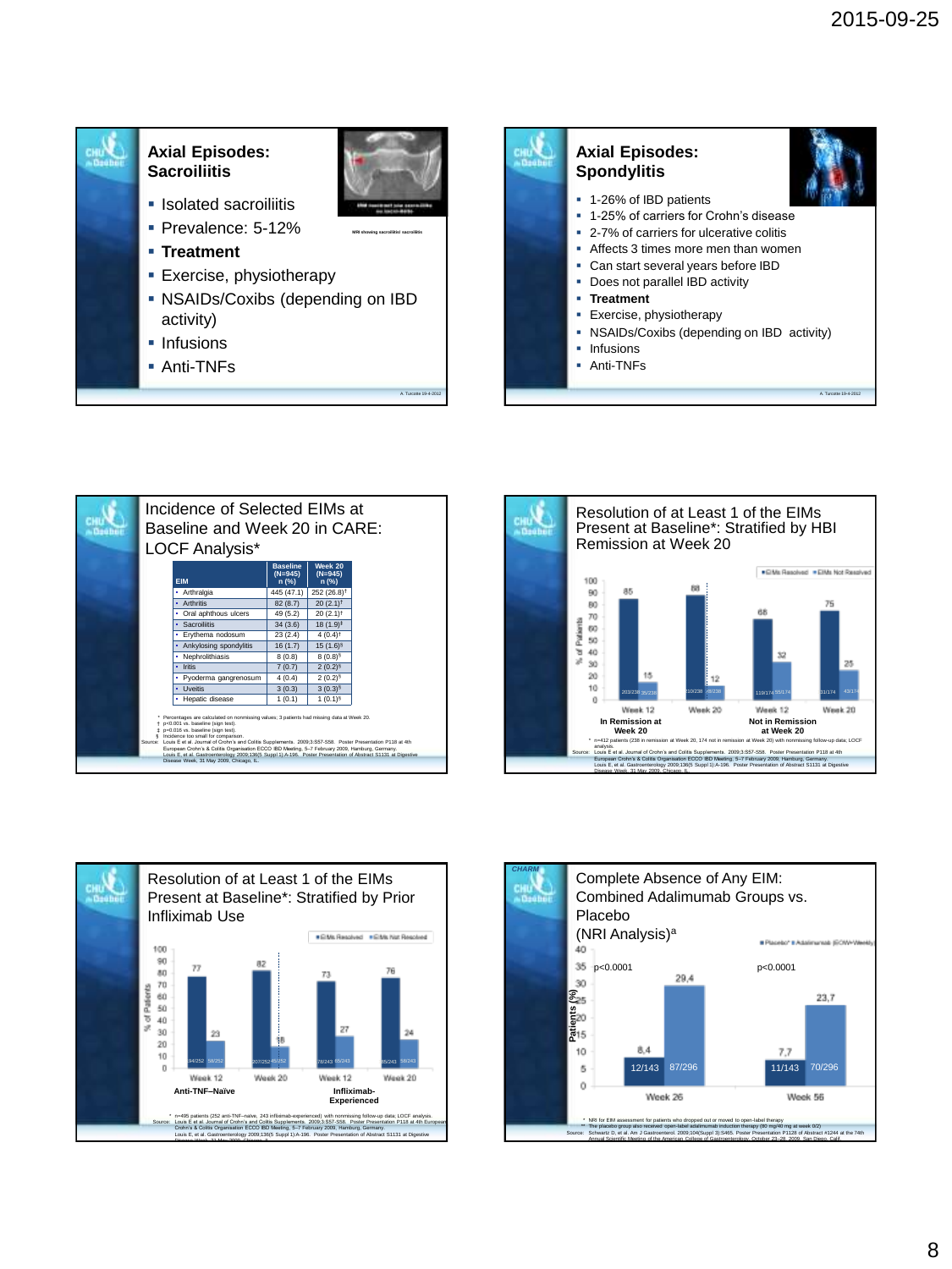## Axial Episodes: Sacroiliitis

MRI showing sacroiliitis

- Isolated sacroiliitis
- Prevalence: 5-12%
- **Treatment**
- Exercise, physiotherapy
- NSAIDs/Coxibs (depending on IBD activity)
- Infusions
- Anti-TNFs

A. Turcotte 19-4-2012

## Axial Episodes: Spondylitis

- 1-26% of IBD patients
- 1-25% of carriers for Crohn's disease
- 2-7% of carriers for ulcerative colitis
- Affects 3 times more men than women
- Can start several years before IBD
- Does not parallel IBD activity
- **Treatment**
- Exercise, physiotherapy
- NSAIDs/Coxibs (depending on IBD activity)
- Infusions
- Anti-TNFs

A. Turcotte 19-4-2012

## Incidence of Selected EIMs at Baseline and Week 20 in CARE: LOCF Analysis*

| EIM | Baseline (N=945) n (%) | Week 20 (N=945) n (%) |
|---|---|---|
| Arthralgia | 445 (47.1) | 252 (26.8)† |
| Arthritis | 82 (8.7) | 20 (2.1)† |
| Oral aphthous ulcers | 49 (5.2) | 20 (2.1)† |
| Sacroiliitis | 34 (3.6) | 18 (1.9)‡ |
| Erythema nodosum | 23 (2.4) | 4 (0.4)† |
| Ankylosing spondylitis | 16 (1.7) | 15 (1.6)§ |
| Nephrolithiasis | 8 (0.8) | 8 (0.8)§ |
| Iritis | 7 (0.7) | 2 (0.2)§ |
| Pyoderma gangrenosum | 4 (0.4) | 2 (0.2)§ |
| Uveitis | 3 (0.3) | 3 (0.3)§ |
| Hepatic disease | 1 (0.1) | 1 (0.1)§ |

\* Percentages are calculated on nonmissing values; 3 patients had missing data at Week 20.
† p<0.001 vs. baseline (sign test).
‡ p=0.016 vs. baseline (sign test).
§ Incidence too small for comparison.
Source: Louis E et al. Journal of Crohn's and Colitis Supplements. 2009;3:S57-S58. Poster Presentation P118 at 4th European Crohn's & Colitis Organisation ECCO IBD Meeting, 5–7 February 2009, Hamburg, Germany.
Louis E, et al. Gastroenterology. 2009;136(5 Suppl 1):A-196. Poster Presentation of Abstract S1131 at Digestive Disease Week, 31 May 2009, Chicago, IL.

## Resolution of at Least 1 of the EIMs Present at Baseline*: Stratified by HBI Remission at Week 20

EIMs Resolved / EIMs Not Resolved

% of Patients

In Remission at Week 20: Week 12: 85, 15 (203/238, 35/238); Week 20: 88, 12 (210/238, 28/238)

Not in Remission at Week 20: Week 12: 68, 32 (119/174, 55/174); Week 20: 75, 25 (131/174, 43/174)

\* n=412 patients (238 in remission at Week 20, 174 not in remission at Week 20) with nonmissing follow-up data; LOCF analysis.
Source: Louis E et al. Journal of Crohn's and Colitis Supplements. 2009;3:S57-S58. Poster Presentation P118 at 4th European Crohn's & Colitis Organisation ECCO IBD Meeting, 5–7 February 2009, Hamburg, Germany.
Louis E, et al. Gastroenterology. 2009;136(5 Suppl 1):A-196. Poster Presentation of Abstract S1131 at Digestive Disease Week, 31 May 2009, Chicago, IL.

## Resolution of at Least 1 of the EIMs Present at Baseline*: Stratified by Prior Infliximab Use

EIMs Resolved / EIMs Not Resolved

% of Patients

Anti-TNF–Naïve: Week 12: 77, 23 (194/252, 58/252); Week 20: 82, 18 (207/252, 45/252)

Infliximab-Experienced: Week 12: 73, 27 (78/243, 65/243); Week 20: 76, 24 (85/243, 58/243)

\* n=495 patients (252 anti-TNF–naïve, 243 infliximab-experienced) with nonmissing follow-up data; LOCF analysis.
Source: Louis E et al. Journal of Crohn's and Colitis Supplements. 2009;3:S57-S58. Poster Presentation P118 at 4th European Crohn's & Colitis Organisation ECCO IBD Meeting, 5–7 February 2009, Hamburg, Germany.
Louis E, et al. Gastroenterology. 2009;136(5 Suppl 1):A-196. Poster Presentation of Abstract S1131 at Digestive Disease Week, 31 May 2009, Chicago, IL.

## CHARM — Complete Absence of Any EIM: Combined Adalimumab Groups vs. Placebo (NRI Analysis)[a]

Placebo* / Adalimumab (EOW+Weekly)

Patients (%)

Week 26: p<0.0001; 8,4 (12/143); 29,4 (87/296)

Week 56: p<0.0001; 7,7 (11/143); 23,7 (70/296)

[a] NRI for EIM assessment for patients who dropped out or moved to open-label therapy.
\** The placebo group also received open-label adalimumab induction therapy (80 mg/40 mg at week 0/2).
Source: Schwartz D, et al. Am J Gastroenterol. 2009;104(Suppl 3):S465. Poster Presentation P1128 of Abstract #1244 at the 74th Annual Scientific Meeting of the American College of Gastroenterology, October 23–28, 2009, San Diego, Calif.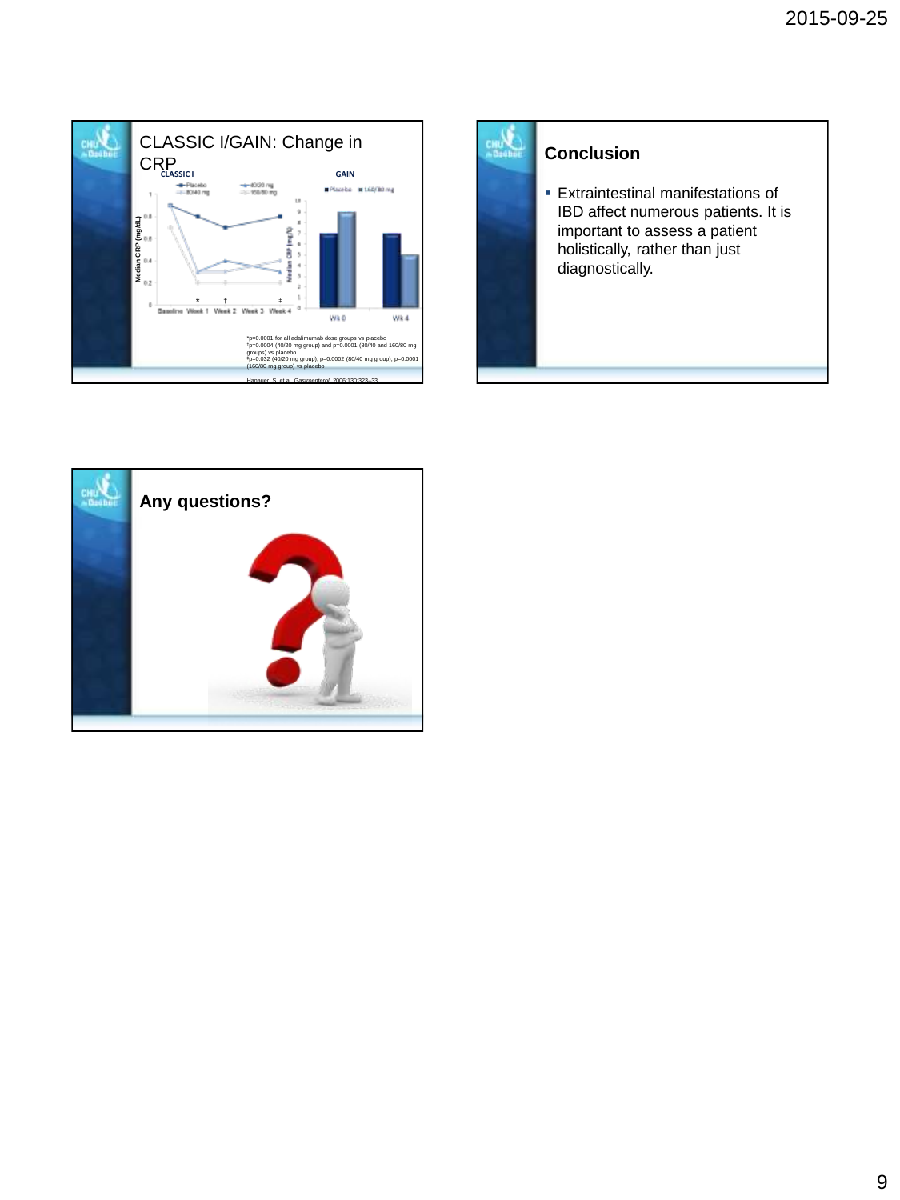## CLASSIC I/GAIN: Change in CRP

CLASSIC I

Placebo
40/20 mg
80/40 mg
160/80 mg

Median CRP (mg/dL)

1
0.8
0.6
0.4
0.2
0

Baseline Week 1 Week 2 Week 3 Week 4

\* † ‡

GAIN

Placebo 160/80 mg

Median CRP (mg/L)

10
9
8
7
6
5
4
3
2
1
0

Wk 0 Wk 4

\*p=0.0001 for all adalimumab dose groups vs placebo
†p=0.0004 (40/20 mg group) and p=0.0001 (80/40 and 160/80 mg groups) vs placebo
‡p=0.032 (40/20 mg group), p=0.0002 (80/40 mg group), p=0.0001 (160/80 mg group) vs placebo

Hanauer, S. et al. Gastroenterol. 2006;130:323–33

## Conclusion

- Extraintestinal manifestations of IBD affect numerous patients. It is important to assess a patient holistically, rather than just diagnostically.

## Any questions?